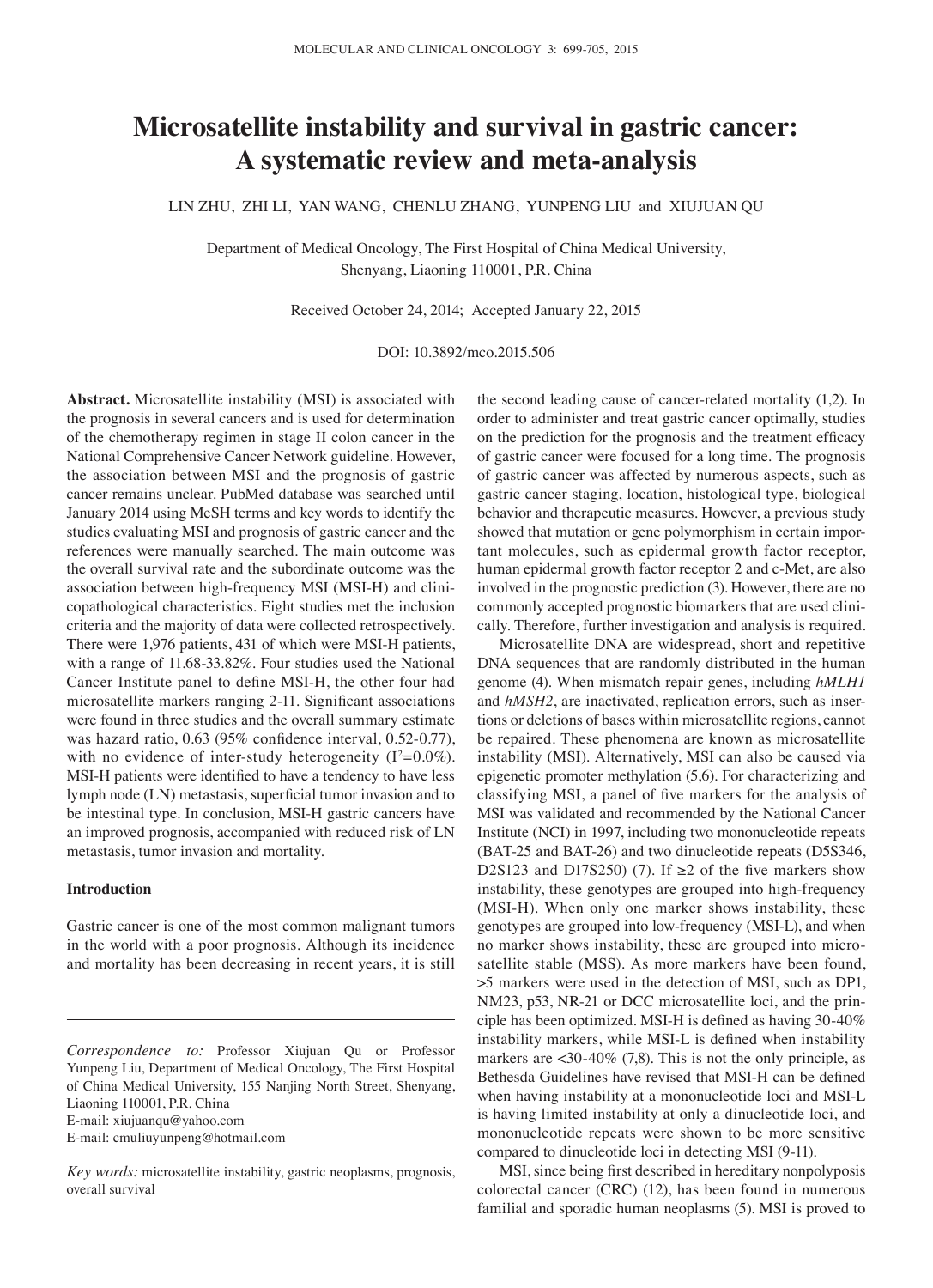# Microsatellite instability and survival in gastric cancer: A systematic review and meta-analysis

LIN ZHU, ZHI LI, YAN WANG, CHENLU ZHANG, YUNPENG LIU and XIUJUAN QU

Department of Medical Oncology, The First Hospital of China Medical University, Shenyang, Liaoning 110001, P.R. China

Received October 24, 2014; Accepted January 22, 2015

DOI: 10.3892/mco.2015.506

**Abstract.** Microsatellite instability (MSI) is associated with the prognosis in several cancers and is used for determination of the chemotherapy regimen in stage II colon cancer in the National Comprehensive Cancer Network guideline. However, the association between MSI and the prognosis of gastric cancer remains unclear. PubMed database was searched until January 2014 using MeSH terms and key words to identify the studies evaluating MSI and prognosis of gastric cancer and the references were manually searched. The main outcome was the overall survival rate and the subordinate outcome was the association between high-frequency MSI (MSI-H) and clinicopathological characteristics. Eight studies met the inclusion criteria and the majority of data were collected retrospectively. There were 1,976 patients, 431 of which were MSI-H patients, with a range of 11.68-33.82%. Four studies used the National Cancer Institute panel to define MSI-H, the other four had microsatellite markers ranging 2-11. Significant associations were found in three studies and the overall summary estimate was hazard ratio, 0.63 (95% confidence interval, 0.52-0.77), with no evidence of inter-study heterogeneity ($I^2$=0.0%). MSI-H patients were identified to have a tendency to have less lymph node (LN) metastasis, superficial tumor invasion and to be intestinal type. In conclusion, MSI-H gastric cancers have an improved prognosis, accompanied with reduced risk of LN metastasis, tumor invasion and mortality.

## Introduction

Gastric cancer is one of the most common malignant tumors in the world with a poor prognosis. Although its incidence and mortality has been decreasing in recent years, it is still the second leading cause of cancer-related mortality (1,2). In order to administer and treat gastric cancer optimally, studies on the prediction for the prognosis and the treatment efficacy of gastric cancer were focused for a long time. The prognosis of gastric cancer was affected by numerous aspects, such as gastric cancer staging, location, histological type, biological behavior and therapeutic measures. However, a previous study showed that mutation or gene polymorphism in certain important molecules, such as epidermal growth factor receptor, human epidermal growth factor receptor 2 and c-Met, are also involved in the prognostic prediction (3). However, there are no commonly accepted prognostic biomarkers that are used clinically. Therefore, further investigation and analysis is required.

Microsatellite DNA are widespread, short and repetitive DNA sequences that are randomly distributed in the human genome (4). When mismatch repair genes, including *hMLH1* and *hMSH2*, are inactivated, replication errors, such as insertions or deletions of bases within microsatellite regions, cannot be repaired. These phenomena are known as microsatellite instability (MSI). Alternatively, MSI can also be caused via epigenetic promoter methylation (5,6). For characterizing and classifying MSI, a panel of five markers for the analysis of MSI was validated and recommended by the National Cancer Institute (NCI) in 1997, including two mononucleotide repeats (BAT-25 and BAT-26) and two dinucleotide repeats (D5S346, D2S123 and D17S250) (7). If ≥2 of the five markers show instability, these genotypes are grouped into high-frequency (MSI-H). When only one marker shows instability, these genotypes are grouped into low-frequency (MSI-L), and when no marker shows instability, these are grouped into microsatellite stable (MSS). As more markers have been found, >5 markers were used in the detection of MSI, such as DP1, NM23, p53, NR-21 or DCC microsatellite loci, and the principle has been optimized. MSI-H is defined as having 30-40% instability markers, while MSI-L is defined when instability markers are <30-40% (7,8). This is not the only principle, as Bethesda Guidelines have revised that MSI-H can be defined when having instability at a mononucleotide loci and MSI-L is having limited instability at only a dinucleotide loci, and mononucleotide repeats were shown to be more sensitive compared to dinucleotide loci in detecting MSI (9-11).

MSI, since being first described in hereditary nonpolyposis colorectal cancer (CRC) (12), has been found in numerous familial and sporadic human neoplasms (5). MSI is proved to

*Correspondence to:* Professor Xiujuan Qu or Professor Yunpeng Liu, Department of Medical Oncology, The First Hospital of China Medical University, 155 Nanjing North Street, Shenyang, Liaoning 110001, P.R. China
E-mail: xiujuanqu@yahoo.com
E-mail: cmuliuyunpeng@hotmail.com

*Key words:* microsatellite instability, gastric neoplasms, prognosis, overall survival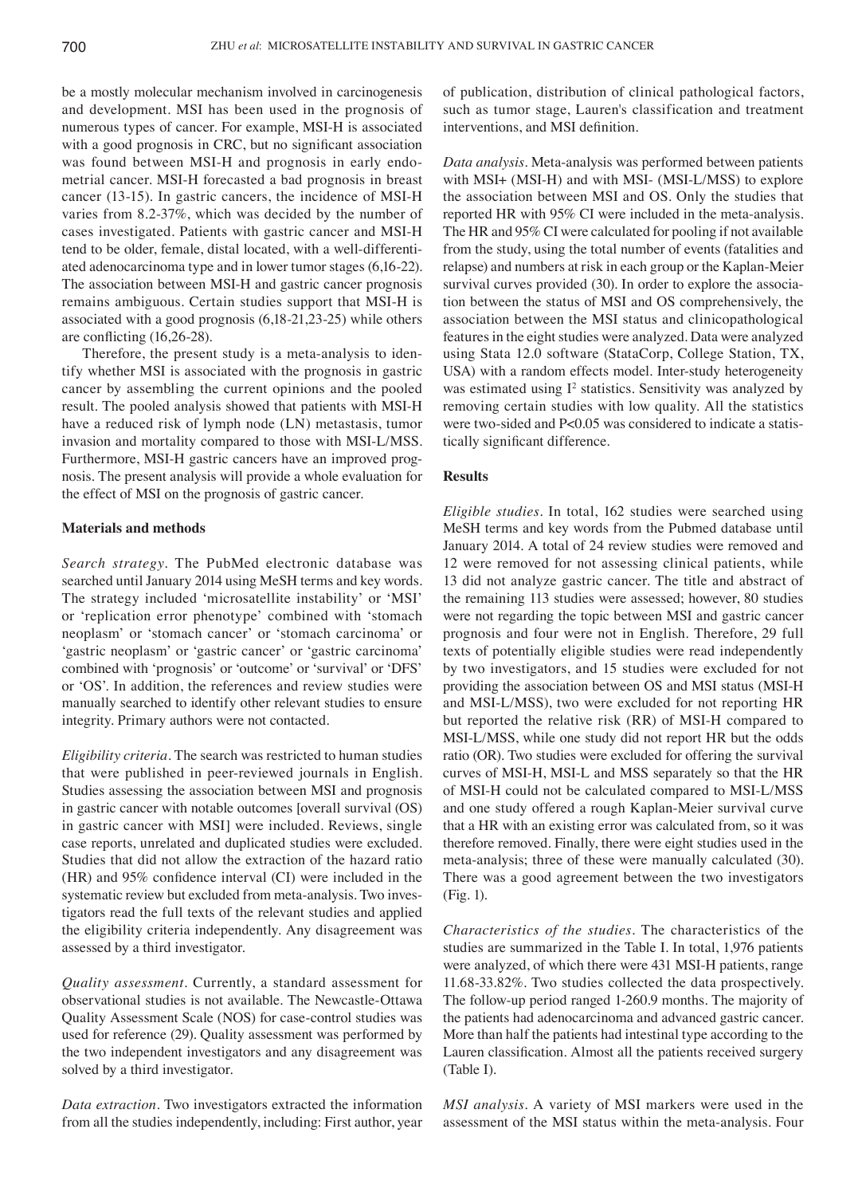be a mostly molecular mechanism involved in carcinogenesis and development. MSI has been used in the prognosis of numerous types of cancer. For example, MSI-H is associated with a good prognosis in CRC, but no significant association was found between MSI-H and prognosis in early endometrial cancer. MSI-H forecasted a bad prognosis in breast cancer (13-15). In gastric cancers, the incidence of MSI-H varies from 8.2-37%, which was decided by the number of cases investigated. Patients with gastric cancer and MSI-H tend to be older, female, distal located, with a well-differentiated adenocarcinoma type and in lower tumor stages (6,16-22). The association between MSI-H and gastric cancer prognosis remains ambiguous. Certain studies support that MSI-H is associated with a good prognosis (6,18-21,23-25) while others are conflicting (16,26-28).

Therefore, the present study is a meta-analysis to identify whether MSI is associated with the prognosis in gastric cancer by assembling the current opinions and the pooled result. The pooled analysis showed that patients with MSI-H have a reduced risk of lymph node (LN) metastasis, tumor invasion and mortality compared to those with MSI-L/MSS. Furthermore, MSI-H gastric cancers have an improved prognosis. The present analysis will provide a whole evaluation for the effect of MSI on the prognosis of gastric cancer.

## Materials and methods

*Search strategy.* The PubMed electronic database was searched until January 2014 using MeSH terms and key words. The strategy included 'microsatellite instability' or 'MSI' or 'replication error phenotype' combined with 'stomach neoplasm' or 'stomach cancer' or 'stomach carcinoma' or 'gastric neoplasm' or 'gastric cancer' or 'gastric carcinoma' combined with 'prognosis' or 'outcome' or 'survival' or 'DFS' or 'OS'. In addition, the references and review studies were manually searched to identify other relevant studies to ensure integrity. Primary authors were not contacted.

*Eligibility criteria.* The search was restricted to human studies that were published in peer-reviewed journals in English. Studies assessing the association between MSI and prognosis in gastric cancer with notable outcomes [overall survival (OS) in gastric cancer with MSI] were included. Reviews, single case reports, unrelated and duplicated studies were excluded. Studies that did not allow the extraction of the hazard ratio (HR) and 95% confidence interval (CI) were included in the systematic review but excluded from meta-analysis. Two investigators read the full texts of the relevant studies and applied the eligibility criteria independently. Any disagreement was assessed by a third investigator.

*Quality assessment.* Currently, a standard assessment for observational studies is not available. The Newcastle-Ottawa Quality Assessment Scale (NOS) for case-control studies was used for reference (29). Quality assessment was performed by the two independent investigators and any disagreement was solved by a third investigator.

*Data extraction.* Two investigators extracted the information from all the studies independently, including: First author, year of publication, distribution of clinical pathological factors, such as tumor stage, Lauren's classification and treatment interventions, and MSI definition.

*Data analysis.* Meta-analysis was performed between patients with MSI+ (MSI-H) and with MSI- (MSI-L/MSS) to explore the association between MSI and OS. Only the studies that reported HR with 95% CI were included in the meta-analysis. The HR and 95% CI were calculated for pooling if not available from the study, using the total number of events (fatalities and relapse) and numbers at risk in each group or the Kaplan-Meier survival curves provided (30). In order to explore the association between the status of MSI and OS comprehensively, the association between the MSI status and clinicopathological features in the eight studies were analyzed. Data were analyzed using Stata 12.0 software (StataCorp, College Station, TX, USA) with a random effects model. Inter-study heterogeneity was estimated using $I^2$ statistics. Sensitivity was analyzed by removing certain studies with low quality. All the statistics were two-sided and $P<0.05$ was considered to indicate a statistically significant difference.

## Results

*Eligible studies.* In total, 162 studies were searched using MeSH terms and key words from the Pubmed database until January 2014. A total of 24 review studies were removed and 12 were removed for not assessing clinical patients, while 13 did not analyze gastric cancer. The title and abstract of the remaining 113 studies were assessed; however, 80 studies were not regarding the topic between MSI and gastric cancer prognosis and four were not in English. Therefore, 29 full texts of potentially eligible studies were read independently by two investigators, and 15 studies were excluded for not providing the association between OS and MSI status (MSI-H and MSI-L/MSS), two were excluded for not reporting HR but reported the relative risk (RR) of MSI-H compared to MSI-L/MSS, while one study did not report HR but the odds ratio (OR). Two studies were excluded for offering the survival curves of MSI-H, MSI-L and MSS separately so that the HR of MSI-H could not be calculated compared to MSI-L/MSS and one study offered a rough Kaplan-Meier survival curve that a HR with an existing error was calculated from, so it was therefore removed. Finally, there were eight studies used in the meta-analysis; three of these were manually calculated (30). There was a good agreement between the two investigators (Fig. 1).

*Characteristics of the studies.* The characteristics of the studies are summarized in the Table I. In total, 1,976 patients were analyzed, of which there were 431 MSI-H patients, range 11.68-33.82%. Two studies collected the data prospectively. The follow-up period ranged 1-260.9 months. The majority of the patients had adenocarcinoma and advanced gastric cancer. More than half the patients had intestinal type according to the Lauren classification. Almost all the patients received surgery (Table I).

*MSI analysis.* A variety of MSI markers were used in the assessment of the MSI status within the meta-analysis. Four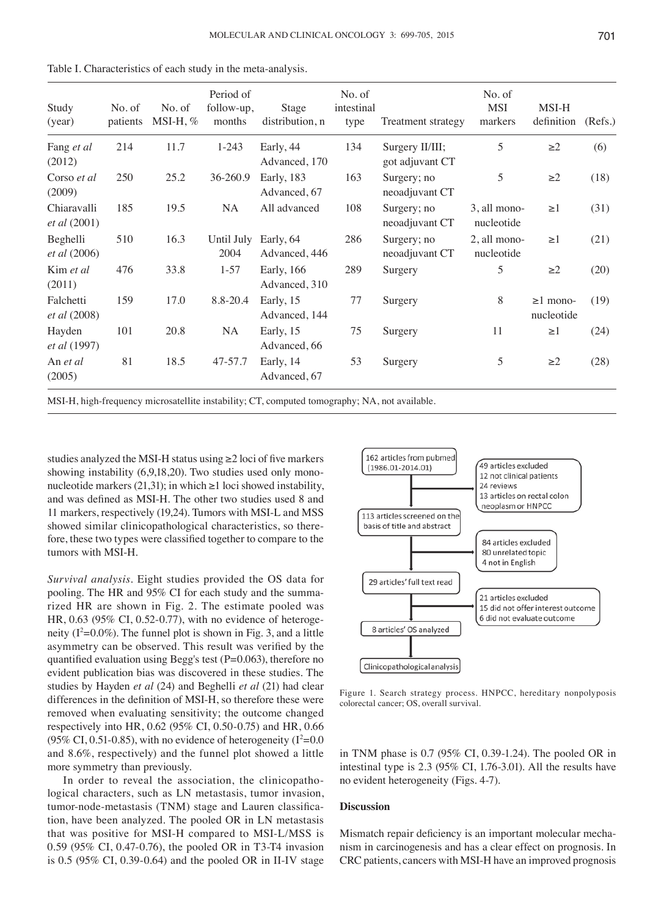Table I. Characteristics of each study in the meta-analysis.

| Study (year) | No. of patients | No. of MSI-H, % | Period of follow-up, months | Stage distribution, n | No. of intestinal type | Treatment strategy | No. of MSI markers | MSI-H definition | (Refs.) |
|---|---|---|---|---|---|---|---|---|---|
| Fang *et al* (2012) | 214 | 11.7 | 1-243 | Early, 44 Advanced, 170 | 134 | Surgery II/III; got adjuvant CT | 5 | ≥2 | (6) |
| Corso *et al* (2009) | 250 | 25.2 | 36-260.9 | Early, 183 Advanced, 67 | 163 | Surgery; no neoadjuvant CT | 5 | ≥2 | (18) |
| Chiaravalli *et al* (2001) | 185 | 19.5 | NA | All advanced | 108 | Surgery; no neoadjuvant CT | 3, all mono-nucleotide | ≥1 | (31) |
| Beghelli *et al* (2006) | 510 | 16.3 | Until July 2004 | Early, 64 Advanced, 446 | 286 | Surgery; no neoadjuvant CT | 2, all mono-nucleotide | ≥1 | (21) |
| Kim *et al* (2011) | 476 | 33.8 | 1-57 | Early, 166 Advanced, 310 | 289 | Surgery | 5 | ≥2 | (20) |
| Falchetti *et al* (2008) | 159 | 17.0 | 8.8-20.4 | Early, 15 Advanced, 144 | 77 | Surgery | 8 | ≥1 mono-nucleotide | (19) |
| Hayden *et al* (1997) | 101 | 20.8 | NA | Early, 15 Advanced, 66 | 75 | Surgery | 11 | ≥1 | (24) |
| An *et al* (2005) | 81 | 18.5 | 47-57.7 | Early, 14 Advanced, 67 | 53 | Surgery | 5 | ≥2 | (28) |

MSI-H, high-frequency microsatellite instability; CT, computed tomography; NA, not available.

studies analyzed the MSI-H status using ≥2 loci of five markers showing instability (6,9,18,20). Two studies used only mononucleotide markers (21,31); in which ≥1 loci showed instability, and was defined as MSI-H. The other two studies used 8 and 11 markers, respectively (19,24). Tumors with MSI-L and MSS showed similar clinicopathological characteristics, so therefore, these two types were classified together to compare to the tumors with MSI-H.

*Survival analysis*. Eight studies provided the OS data for pooling. The HR and 95% CI for each study and the summarized HR are shown in Fig. 2. The estimate pooled was HR, 0.63 (95% CI, 0.52-0.77), with no evidence of heterogeneity ($I^2$=0.0%). The funnel plot is shown in Fig. 3, and a little asymmetry can be observed. This result was verified by the quantified evaluation using Begg's test (P=0.063), therefore no evident publication bias was discovered in these studies. The studies by Hayden *et al* (24) and Beghelli *et al* (21) had clear differences in the definition of MSI-H, so therefore these were removed when evaluating sensitivity; the outcome changed respectively into HR, 0.62 (95% CI, 0.50-0.75) and HR, 0.66 (95% CI, 0.51-0.85), with no evidence of heterogeneity ($I^2$=0.0 and 8.6%, respectively) and the funnel plot showed a little more symmetry than previously.

In order to reveal the association, the clinicopathological characters, such as LN metastasis, tumor invasion, tumor-node-metastasis (TNM) stage and Lauren classification, have been analyzed. The pooled OR in LN metastasis that was positive for MSI-H compared to MSI-L/MSS is 0.59 (95% CI, 0.47-0.76), the pooled OR in T3-T4 invasion is 0.5 (95% CI, 0.39-0.64) and the pooled OR in II-IV stage in TNM phase is 0.7 (95% CI, 0.39-1.24). The pooled OR in intestinal type is 2.3 (95% CI, 1.76-3.01). All the results have no evident heterogeneity (Figs. 4-7).

162 articles from pubmed (1986.01-2014.01)

49 articles excluded
12 not clinical patients
24 reviews
13 articles on rectal colon neoplasm or HNPCC

113 articles screened on the basis of title and abstract

84 articles excluded
80 unrelated topic
4 not in English

29 articles' full text read

21 articles excluded
15 did not offer interest outcome
6 did not evaluate outcome

8 articles' OS analyzed

Clinicopathological analysis

Figure 1. Search strategy process. HNPCC, hereditary nonpolyposis colorectal cancer; OS, overall survival.

## Discussion

Mismatch repair deficiency is an important molecular mechanism in carcinogenesis and has a clear effect on prognosis. In CRC patients, cancers with MSI-H have an improved prognosis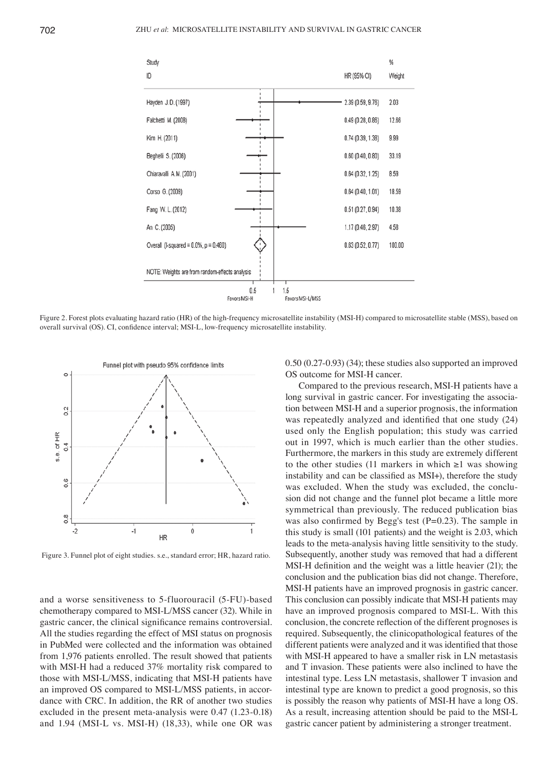Figure 2. Forest plots evaluating hazard ratio (HR) of the high-frequency microsatellite instability (MSI-H) compared to microsatellite stable (MSS), based on overall survival (OS). CI, confidence interval; MSI-L, low-frequency microsatellite instability.

Figure 3. Funnel plot of eight studies. s.e., standard error; HR, hazard ratio.

and a worse sensitiveness to 5-fluorouracil (5-FU)-based chemotherapy compared to MSI-L/MSS cancer (32). While in gastric cancer, the clinical significance remains controversial. All the studies regarding the effect of MSI status on prognosis in PubMed were collected and the information was obtained from 1,976 patients enrolled. The result showed that patients with MSI-H had a reduced 37% mortality risk compared to those with MSI-L/MSS, indicating that MSI-H patients have an improved OS compared to MSI-L/MSS patients, in accordance with CRC. In addition, the RR of another two studies excluded in the present meta-analysis were 0.47 (1.23-0.18) and 1.94 (MSI-L vs. MSI-H) (18,33), while one OR was 0.50 (0.27-0.93) (34); these studies also supported an improved OS outcome for MSI-H cancer.

Compared to the previous research, MSI-H patients have a long survival in gastric cancer. For investigating the association between MSI-H and a superior prognosis, the information was repeatedly analyzed and identified that one study (24) used only the English population; this study was carried out in 1997, which is much earlier than the other studies. Furthermore, the markers in this study are extremely different to the other studies (11 markers in which $\geq 1$ was showing instability and can be classified as MSI+), therefore the study was excluded. When the study was excluded, the conclusion did not change and the funnel plot became a little more symmetrical than previously. The reduced publication bias was also confirmed by Begg's test (P=0.23). The sample in this study is small (101 patients) and the weight is 2.03, which leads to the meta-analysis having little sensitivity to the study. Subsequently, another study was removed that had a different MSI-H definition and the weight was a little heavier (21); the conclusion and the publication bias did not change. Therefore, MSI-H patients have an improved prognosis in gastric cancer. This conclusion can possibly indicate that MSI-H patients may have an improved prognosis compared to MSI-L. With this conclusion, the concrete reflection of the different prognoses is required. Subsequently, the clinicopathological features of the different patients were analyzed and it was identified that those with MSI-H appeared to have a smaller risk in LN metastasis and T invasion. These patients were also inclined to have the intestinal type. Less LN metastasis, shallower T invasion and intestinal type are known to predict a good prognosis, so this is possibly the reason why patients of MSI-H have a long OS. As a result, increasing attention should be paid to the MSI-L gastric cancer patient by administering a stronger treatment.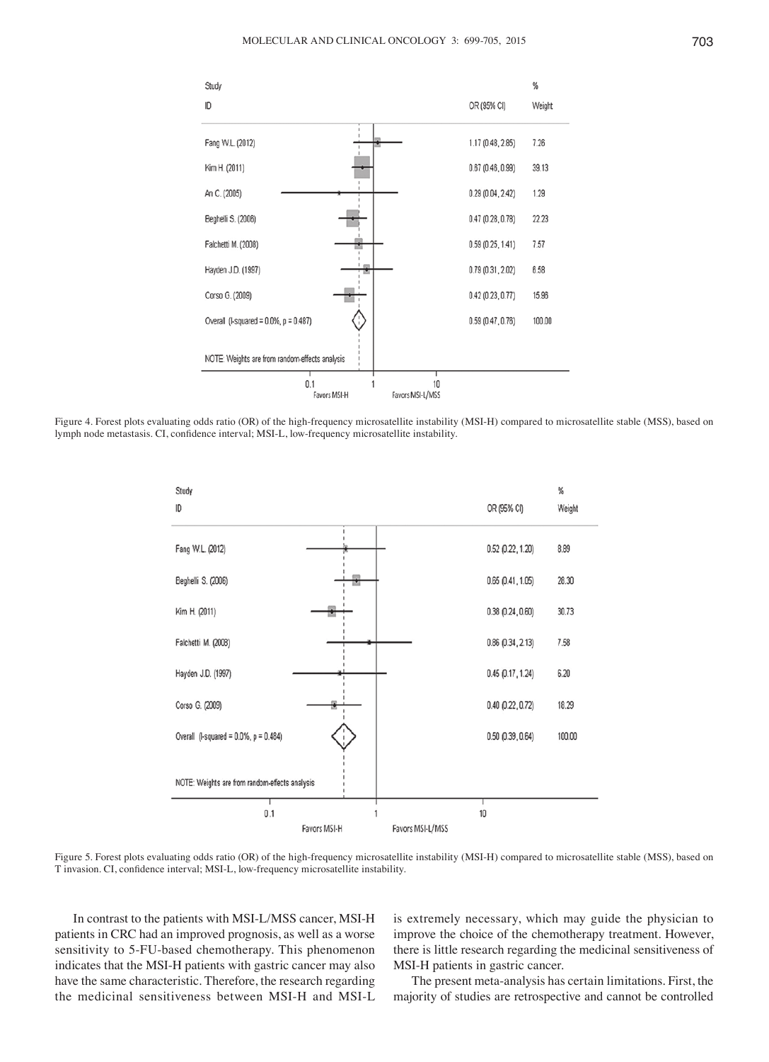| Study ID | OR (95% CI) | % Weight |
|---|---|---|
| Fang W.L. (2012) | 1.17 (0.48, 2.85) | 7.26 |
| Kim H. (2011) | 0.67 (0.46, 0.99) | 39.13 |
| An C. (2005) | 0.29 (0.04, 2.42) | 1.29 |
| Beghelli S. (2006) | 0.47 (0.28, 0.78) | 22.23 |
| Falchetti M. (2008) | 0.59 (0.25, 1.41) | 7.57 |
| Hayden J.D. (1997) | 0.79 (0.31, 2.02) | 6.58 |
| Corso G. (2009) | 0.42 (0.23, 0.77) | 15.96 |
| Overall (I-squared = 0.0%, p = 0.487) | 0.59 (0.47, 0.76) | 100.00 |

NOTE: Weights are from random-effects analysis

Favors MSI-H | Favors MSI-L/MSS

Figure 4. Forest plots evaluating odds ratio (OR) of the high-frequency microsatellite instability (MSI-H) compared to microsatellite stable (MSS), based on lymph node metastasis. CI, confidence interval; MSI-L, low-frequency microsatellite instability.

| Study ID | OR (95% CI) | % Weight |
|---|---|---|
| Fang W.L. (2012) | 0.52 (0.22, 1.20) | 8.89 |
| Beghelli S. (2006) | 0.65 (0.41, 1.05) | 28.30 |
| Kim H. (2011) | 0.38 (0.24, 0.60) | 30.73 |
| Falchetti M. (2008) | 0.86 (0.34, 2.13) | 7.58 |
| Hayden J.D. (1997) | 0.45 (0.17, 1.24) | 6.20 |
| Corso G. (2009) | 0.40 (0.22, 0.72) | 18.29 |
| Overall (I-squared = 0.0%, p = 0.484) | 0.50 (0.39, 0.64) | 100.00 |

NOTE: Weights are from random-effects analysis

Favors MSI-H | Favors MSI-L/MSS

Figure 5. Forest plots evaluating odds ratio (OR) of the high-frequency microsatellite instability (MSI-H) compared to microsatellite stable (MSS), based on T invasion. CI, confidence interval; MSI-L, low-frequency microsatellite instability.

In contrast to the patients with MSI-L/MSS cancer, MSI-H patients in CRC had an improved prognosis, as well as a worse sensitivity to 5-FU-based chemotherapy. This phenomenon indicates that the MSI-H patients with gastric cancer may also have the same characteristic. Therefore, the research regarding the medicinal sensitiveness between MSI-H and MSI-L is extremely necessary, which may guide the physician to improve the choice of the chemotherapy treatment. However, there is little research regarding the medicinal sensitiveness of MSI-H patients in gastric cancer.

The present meta-analysis has certain limitations. First, the majority of studies are retrospective and cannot be controlled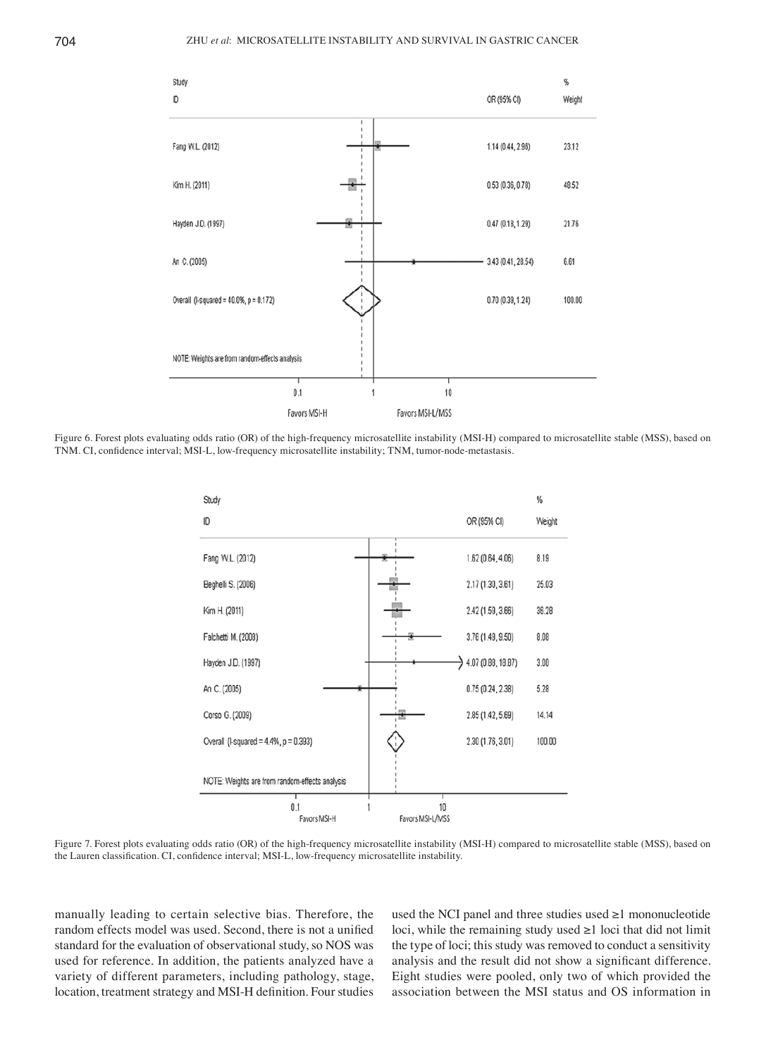| Study ID | OR (95% CI) | % Weight |
|---|---|---|
| Fang W.L. (2012) | 1.14 (0.44, 2.96) | 23.12 |
| Kim H. (2011) | 0.53 (0.36, 0.78) | 48.52 |
| Hayden J.D. (1997) | 0.47 (0.18, 1.29) | 21.76 |
| An C. (2005) | 3.43 (0.41, 28.54) | 6.61 |
| Overall (I-squared = 40.0%, p = 0.172) | 0.70 (0.39, 1.24) | 100.00 |

NOTE: Weights are from random-effects analysis

Favors MSI-H | Favors MSI-L/MSS

Figure 6. Forest plots evaluating odds ratio (OR) of the high-frequency microsatellite instability (MSI-H) compared to microsatellite stable (MSS), based on TNM. CI, confidence interval; MSI-L, low-frequency microsatellite instability; TNM, tumor-node-metastasis.

| Study ID | OR (95% CI) | % Weight |
|---|---|---|
| Fang W.L. (2012) | 1.62 (0.64, 4.06) | 8.19 |
| Beghelli S. (2006) | 2.17 (1.30, 3.61) | 25.03 |
| Kim H. (2011) | 2.42 (1.59, 3.66) | 36.28 |
| Falchetti M. (2008) | 3.76 (1.49, 9.50) | 8.08 |
| Hayden J.D. (1997) | 4.07 (0.88, 18.87) | 3.00 |
| An C. (2005) | 0.75 (0.24, 2.38) | 5.28 |
| Corso G. (2009) | 2.85 (1.42, 5.69) | 14.14 |
| Overall (I-squared = 4.4%, p = 0.393) | 2.30 (1.76, 3.01) | 100.00 |

NOTE: Weights are from random-effects analysis

Favors MSI-H | Favors MSI-L/MSS

Figure 7. Forest plots evaluating odds ratio (OR) of the high-frequency microsatellite instability (MSI-H) compared to microsatellite stable (MSS), based on the Lauren classification. CI, confidence interval; MSI-L, low-frequency microsatellite instability.

manually leading to certain selective bias. Therefore, the random effects model was used. Second, there is not a unified standard for the evaluation of observational study, so NOS was used for reference. In addition, the patients analyzed have a variety of different parameters, including pathology, stage, location, treatment strategy and MSI-H definition. Four studies used the NCI panel and three studies used ≥1 mononucleotide loci, while the remaining study used ≥1 loci that did not limit the type of loci; this study was removed to conduct a sensitivity analysis and the result did not show a significant difference. Eight studies were pooled, only two of which provided the association between the MSI status and OS information in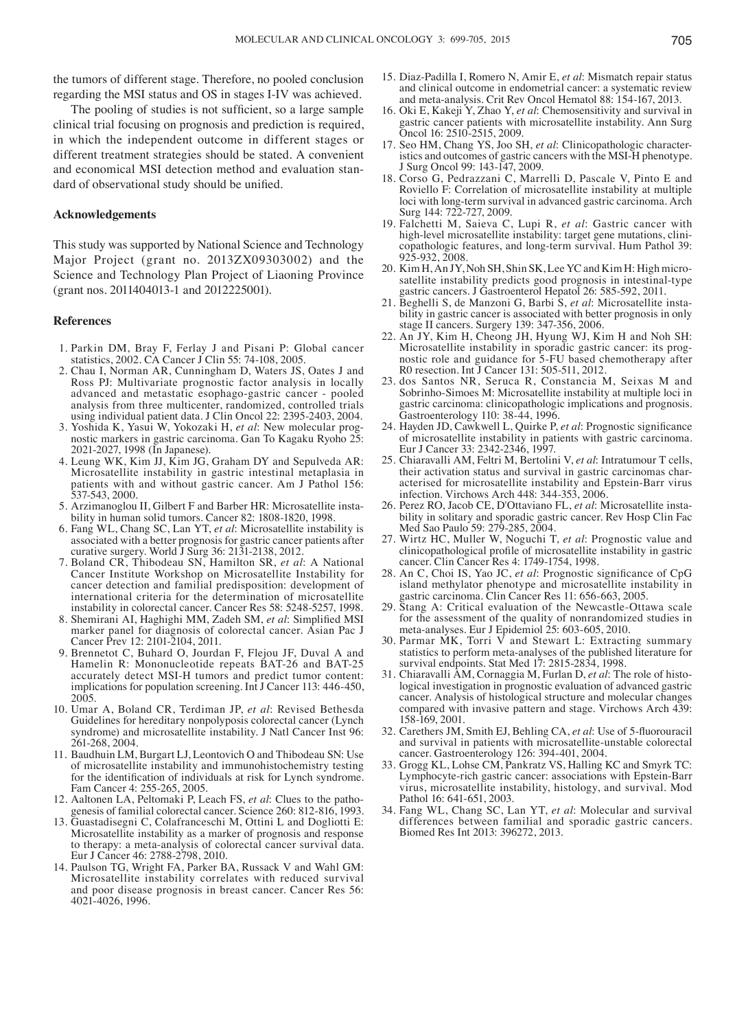the tumors of different stage. Therefore, no pooled conclusion regarding the MSI status and OS in stages I-IV was achieved.

The pooling of studies is not sufficient, so a large sample clinical trial focusing on prognosis and prediction is required, in which the independent outcome in different stages or different treatment strategies should be stated. A convenient and economical MSI detection method and evaluation standard of observational study should be unified.

## Acknowledgements

This study was supported by National Science and Technology Major Project (grant no. 2013ZX09303002) and the Science and Technology Plan Project of Liaoning Province (grant nos. 2011404013-1 and 2012225001).

## References

1. Parkin DM, Bray F, Ferlay J and Pisani P: Global cancer statistics, 2002. CA Cancer J Clin 55: 74-108, 2005.
2. Chau I, Norman AR, Cunningham D, Waters JS, Oates J and Ross PJ: Multivariate prognostic factor analysis in locally advanced and metastatic esophago-gastric cancer - pooled analysis from three multicenter, randomized, controlled trials using individual patient data. J Clin Oncol 22: 2395-2403, 2004.
3. Yoshida K, Yasui W, Yokozaki H, *et al*: New molecular prognostic markers in gastric carcinoma. Gan To Kagaku Ryoho 25: 2021-2027, 1998 (In Japanese).
4. Leung WK, Kim JJ, Kim JG, Graham DY and Sepulveda AR: Microsatellite instability in gastric intestinal metaplasia in patients with and without gastric cancer. Am J Pathol 156: 537-543, 2000.
5. Arzimanoglou II, Gilbert F and Barber HR: Microsatellite instability in human solid tumors. Cancer 82: 1808-1820, 1998.
6. Fang WL, Chang SC, Lan YT, *et al*: Microsatellite instability is associated with a better prognosis for gastric cancer patients after curative surgery. World J Surg 36: 2131-2138, 2012.
7. Boland CR, Thibodeau SN, Hamilton SR, *et al*: A National Cancer Institute Workshop on Microsatellite Instability for cancer detection and familial predisposition: development of international criteria for the determination of microsatellite instability in colorectal cancer. Cancer Res 58: 5248-5257, 1998.
8. Shemirani AI, Haghighi MM, Zadeh SM, *et al*: Simplified MSI marker panel for diagnosis of colorectal cancer. Asian Pac J Cancer Prev 12: 2101-2104, 2011.
9. Brennetot C, Buhard O, Jourdan F, Flejou JF, Duval A and Hamelin R: Mononucleotide repeats BAT-26 and BAT-25 accurately detect MSI-H tumors and predict tumor content: implications for population screening. Int J Cancer 113: 446-450, 2005.
10. Umar A, Boland CR, Terdiman JP, *et al*: Revised Bethesda Guidelines for hereditary nonpolyposis colorectal cancer (Lynch syndrome) and microsatellite instability. J Natl Cancer Inst 96: 261-268, 2004.
11. Baudhuin LM, Burgart LJ, Leontovich O and Thibodeau SN: Use of microsatellite instability and immunohistochemistry testing for the identification of individuals at risk for Lynch syndrome. Fam Cancer 4: 255-265, 2005.
12. Aaltonen LA, Peltomaki P, Leach FS, *et al*: Clues to the pathogenesis of familial colorectal cancer. Science 260: 812-816, 1993.
13. Guastadisegni C, Colafranceschi M, Ottini L and Dogliotti E: Microsatellite instability as a marker of prognosis and response to therapy: a meta-analysis of colorectal cancer survival data. Eur J Cancer 46: 2788-2798, 2010.
14. Paulson TG, Wright FA, Parker BA, Russack V and Wahl GM: Microsatellite instability correlates with reduced survival and poor disease prognosis in breast cancer. Cancer Res 56: 4021-4026, 1996.
15. Diaz-Padilla I, Romero N, Amir E, *et al*: Mismatch repair status and clinical outcome in endometrial cancer: a systematic review and meta-analysis. Crit Rev Oncol Hematol 88: 154-167, 2013.
16. Oki E, Kakeji Y, Zhao Y, *et al*: Chemosensitivity and survival in gastric cancer patients with microsatellite instability. Ann Surg Oncol 16: 2510-2515, 2009.
17. Seo HM, Chang YS, Joo SH, *et al*: Clinicopathologic characteristics and outcomes of gastric cancers with the MSI-H phenotype. J Surg Oncol 99: 143-147, 2009.
18. Corso G, Pedrazzani C, Marrelli D, Pascale V, Pinto E and Roviello F: Correlation of microsatellite instability at multiple loci with long-term survival in advanced gastric carcinoma. Arch Surg 144: 722-727, 2009.
19. Falchetti M, Saieva C, Lupi R, *et al*: Gastric cancer with high-level microsatellite instability: target gene mutations, clinicopathologic features, and long-term survival. Hum Pathol 39: 925-932, 2008.
20. Kim H, An JY, Noh SH, Shin SK, Lee YC and Kim H: High microsatellite instability predicts good prognosis in intestinal-type gastric cancers. J Gastroenterol Hepatol 26: 585-592, 2011.
21. Beghelli S, de Manzoni G, Barbi S, *et al*: Microsatellite instability in gastric cancer is associated with better prognosis in only stage II cancers. Surgery 139: 347-356, 2006.
22. An JY, Kim H, Cheong JH, Hyung WJ, Kim H and Noh SH: Microsatellite instability in sporadic gastric cancer: its prognostic role and guidance for 5-FU based chemotherapy after R0 resection. Int J Cancer 131: 505-511, 2012.
23. dos Santos NR, Seruca R, Constancia M, Seixas M and Sobrinho-Simoes M: Microsatellite instability at multiple loci in gastric carcinoma: clinicopathologic implications and prognosis. Gastroenterology 110: 38-44, 1996.
24. Hayden JD, Cawkwell L, Quirke P, *et al*: Prognostic significance of microsatellite instability in patients with gastric carcinoma. Eur J Cancer 33: 2342-2346, 1997.
25. Chiaravalli AM, Feltri M, Bertolini V, *et al*: Intratumour T cells, their activation status and survival in gastric carcinomas characterised for microsatellite instability and Epstein-Barr virus infection. Virchows Arch 448: 344-353, 2006.
26. Perez RO, Jacob CE, D'Ottaviano FL, *et al*: Microsatellite instability in solitary and sporadic gastric cancer. Rev Hosp Clin Fac Med Sao Paulo 59: 279-285, 2004.
27. Wirtz HC, Muller W, Noguchi T, *et al*: Prognostic value and clinicopathological profile of microsatellite instability in gastric cancer. Clin Cancer Res 4: 1749-1754, 1998.
28. An C, Choi IS, Yao JC, *et al*: Prognostic significance of CpG island methylator phenotype and microsatellite instability in gastric carcinoma. Clin Cancer Res 11: 656-663, 2005.
29. Stang A: Critical evaluation of the Newcastle-Ottawa scale for the assessment of the quality of nonrandomized studies in meta-analyses. Eur J Epidemiol 25: 603-605, 2010.
30. Parmar MK, Torri V and Stewart L: Extracting summary statistics to perform meta-analyses of the published literature for survival endpoints. Stat Med 17: 2815-2834, 1998.
31. Chiaravalli AM, Cornaggia M, Furlan D, *et al*: The role of histological investigation in prognostic evaluation of advanced gastric cancer. Analysis of histological structure and molecular changes compared with invasive pattern and stage. Virchows Arch 439: 158-169, 2001.
32. Carethers JM, Smith EJ, Behling CA, *et al*: Use of 5-fluorouracil and survival in patients with microsatellite-unstable colorectal cancer. Gastroenterology 126: 394-401, 2004.
33. Grogg KL, Lohse CM, Pankratz VS, Halling KC and Smyrk TC: Lymphocyte-rich gastric cancer: associations with Epstein-Barr virus, microsatellite instability, histology, and survival. Mod Pathol 16: 641-651, 2003.
34. Fang WL, Chang SC, Lan YT, *et al*: Molecular and survival differences between familial and sporadic gastric cancers. Biomed Res Int 2013: 396272, 2013.